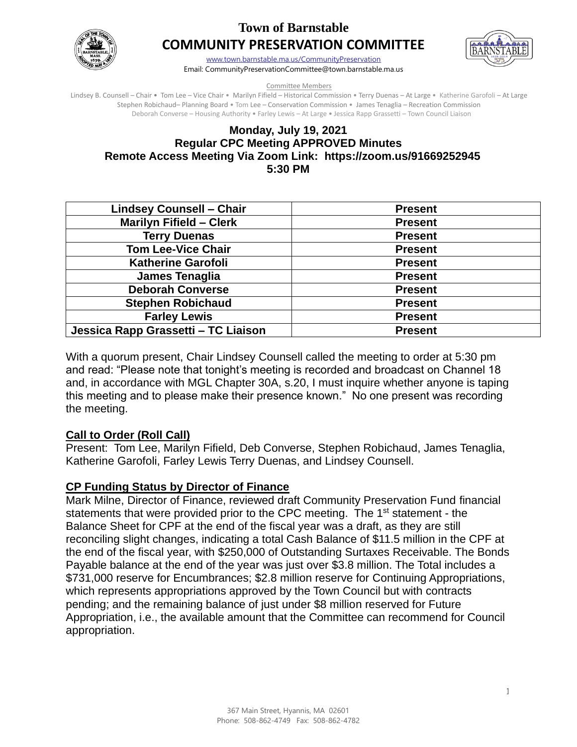# Town of Barnstable
# COMMUNITY PRESERVATION COMMITTEE

www.town.barnstable.ma.us/CommunityPreservation
Email: CommunityPreservationCommittee@town.barnstable.ma.us

Committee Members

Lindsey B. Counsell – Chair • Tom Lee – Vice Chair • Marilyn Fifield – Historical Commission • Terry Duenas – At Large • Katherine Garofoli – At Large
Stephen Robichaud– Planning Board • Tom Lee – Conservation Commission • James Tenaglia – Recreation Commission
Deborah Converse – Housing Authority • Farley Lewis – At Large • Jessica Rapp Grassetti – Town Council Liaison

**Monday, July 19, 2021**
**Regular CPC Meeting APPROVED Minutes**
**Remote Access Meeting Via Zoom Link: https://zoom.us/91669252945**
**5:30 PM**

| Lindsey Counsell – Chair | Present |
|---|---|
| Marilyn Fifield – Clerk | Present |
| Terry Duenas | Present |
| Tom Lee-Vice Chair | Present |
| Katherine Garofoli | Present |
| James Tenaglia | Present |
| Deborah Converse | Present |
| Stephen Robichaud | Present |
| Farley Lewis | Present |
| Jessica Rapp Grassetti – TC Liaison | Present |

With a quorum present, Chair Lindsey Counsell called the meeting to order at 5:30 pm and read: "Please note that tonight's meeting is recorded and broadcast on Channel 18 and, in accordance with MGL Chapter 30A, s.20, I must inquire whether anyone is taping this meeting and to please make their presence known." No one present was recording the meeting.

**Call to Order (Roll Call)**

Present: Tom Lee, Marilyn Fifield, Deb Converse, Stephen Robichaud, James Tenaglia, Katherine Garofoli, Farley Lewis Terry Duenas, and Lindsey Counsell.

**CP Funding Status by Director of Finance**

Mark Milne, Director of Finance, reviewed draft Community Preservation Fund financial statements that were provided prior to the CPC meeting. The 1st statement - the Balance Sheet for CPF at the end of the fiscal year was a draft, as they are still reconciling slight changes, indicating a total Cash Balance of $11.5 million in the CPF at the end of the fiscal year, with $250,000 of Outstanding Surtaxes Receivable. The Bonds Payable balance at the end of the year was just over $3.8 million. The Total includes a $731,000 reserve for Encumbrances; $2.8 million reserve for Continuing Appropriations, which represents appropriations approved by the Town Council but with contracts pending; and the remaining balance of just under $8 million reserved for Future Appropriation, i.e., the available amount that the Committee can recommend for Council appropriation.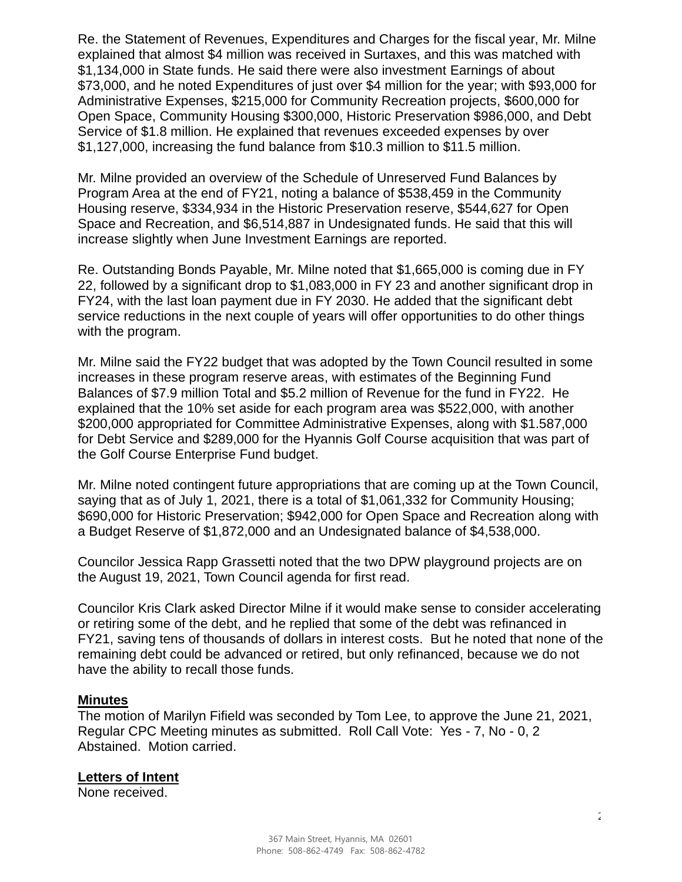Re. the Statement of Revenues, Expenditures and Charges for the fiscal year, Mr. Milne explained that almost $4 million was received in Surtaxes, and this was matched with $1,134,000 in State funds. He said there were also investment Earnings of about $73,000, and he noted Expenditures of just over $4 million for the year; with $93,000 for Administrative Expenses, $215,000 for Community Recreation projects, $600,000 for Open Space, Community Housing $300,000, Historic Preservation $986,000, and Debt Service of $1.8 million. He explained that revenues exceeded expenses by over $1,127,000, increasing the fund balance from $10.3 million to $11.5 million.

Mr. Milne provided an overview of the Schedule of Unreserved Fund Balances by Program Area at the end of FY21, noting a balance of $538,459 in the Community Housing reserve, $334,934 in the Historic Preservation reserve, $544,627 for Open Space and Recreation, and $6,514,887 in Undesignated funds. He said that this will increase slightly when June Investment Earnings are reported.

Re. Outstanding Bonds Payable, Mr. Milne noted that $1,665,000 is coming due in FY 22, followed by a significant drop to $1,083,000 in FY 23 and another significant drop in FY24, with the last loan payment due in FY 2030. He added that the significant debt service reductions in the next couple of years will offer opportunities to do other things with the program.

Mr. Milne said the FY22 budget that was adopted by the Town Council resulted in some increases in these program reserve areas, with estimates of the Beginning Fund Balances of $7.9 million Total and $5.2 million of Revenue for the fund in FY22. He explained that the 10% set aside for each program area was $522,000, with another $200,000 appropriated for Committee Administrative Expenses, along with $1.587,000 for Debt Service and $289,000 for the Hyannis Golf Course acquisition that was part of the Golf Course Enterprise Fund budget.

Mr. Milne noted contingent future appropriations that are coming up at the Town Council, saying that as of July 1, 2021, there is a total of $1,061,332 for Community Housing; $690,000 for Historic Preservation; $942,000 for Open Space and Recreation along with a Budget Reserve of $1,872,000 and an Undesignated balance of $4,538,000.

Councilor Jessica Rapp Grassetti noted that the two DPW playground projects are on the August 19, 2021, Town Council agenda for first read.

Councilor Kris Clark asked Director Milne if it would make sense to consider accelerating or retiring some of the debt, and he replied that some of the debt was refinanced in FY21, saving tens of thousands of dollars in interest costs. But he noted that none of the remaining debt could be advanced or retired, but only refinanced, because we do not have the ability to recall those funds.

**Minutes**
The motion of Marilyn Fifield was seconded by Tom Lee, to approve the June 21, 2021, Regular CPC Meeting minutes as submitted. Roll Call Vote: Yes - 7, No - 0, 2 Abstained. Motion carried.

**Letters of Intent**
None received.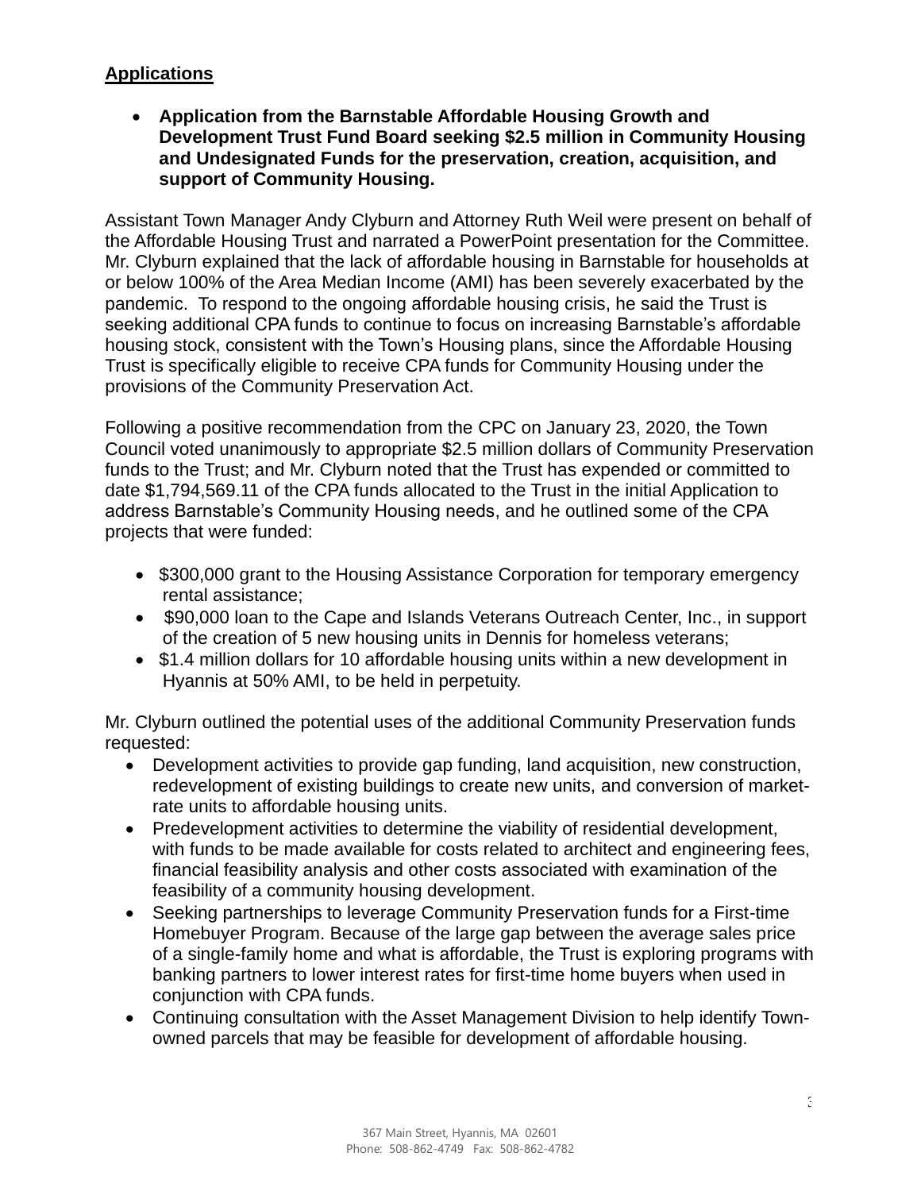## **Applications**

- **Application from the Barnstable Affordable Housing Growth and Development Trust Fund Board seeking $2.5 million in Community Housing and Undesignated Funds for the preservation, creation, acquisition, and support of Community Housing.**

Assistant Town Manager Andy Clyburn and Attorney Ruth Weil were present on behalf of the Affordable Housing Trust and narrated a PowerPoint presentation for the Committee. Mr. Clyburn explained that the lack of affordable housing in Barnstable for households at or below 100% of the Area Median Income (AMI) has been severely exacerbated by the pandemic. To respond to the ongoing affordable housing crisis, he said the Trust is seeking additional CPA funds to continue to focus on increasing Barnstable's affordable housing stock, consistent with the Town's Housing plans, since the Affordable Housing Trust is specifically eligible to receive CPA funds for Community Housing under the provisions of the Community Preservation Act.

Following a positive recommendation from the CPC on January 23, 2020, the Town Council voted unanimously to appropriate $2.5 million dollars of Community Preservation funds to the Trust; and Mr. Clyburn noted that the Trust has expended or committed to date $1,794,569.11 of the CPA funds allocated to the Trust in the initial Application to address Barnstable's Community Housing needs, and he outlined some of the CPA projects that were funded:

- $300,000 grant to the Housing Assistance Corporation for temporary emergency rental assistance;
- $90,000 loan to the Cape and Islands Veterans Outreach Center, Inc., in support of the creation of 5 new housing units in Dennis for homeless veterans;
- $1.4 million dollars for 10 affordable housing units within a new development in Hyannis at 50% AMI, to be held in perpetuity.

Mr. Clyburn outlined the potential uses of the additional Community Preservation funds requested:

- Development activities to provide gap funding, land acquisition, new construction, redevelopment of existing buildings to create new units, and conversion of market-rate units to affordable housing units.
- Predevelopment activities to determine the viability of residential development, with funds to be made available for costs related to architect and engineering fees, financial feasibility analysis and other costs associated with examination of the feasibility of a community housing development.
- Seeking partnerships to leverage Community Preservation funds for a First-time Homebuyer Program. Because of the large gap between the average sales price of a single-family home and what is affordable, the Trust is exploring programs with banking partners to lower interest rates for first-time home buyers when used in conjunction with CPA funds.
- Continuing consultation with the Asset Management Division to help identify Town-owned parcels that may be feasible for development of affordable housing.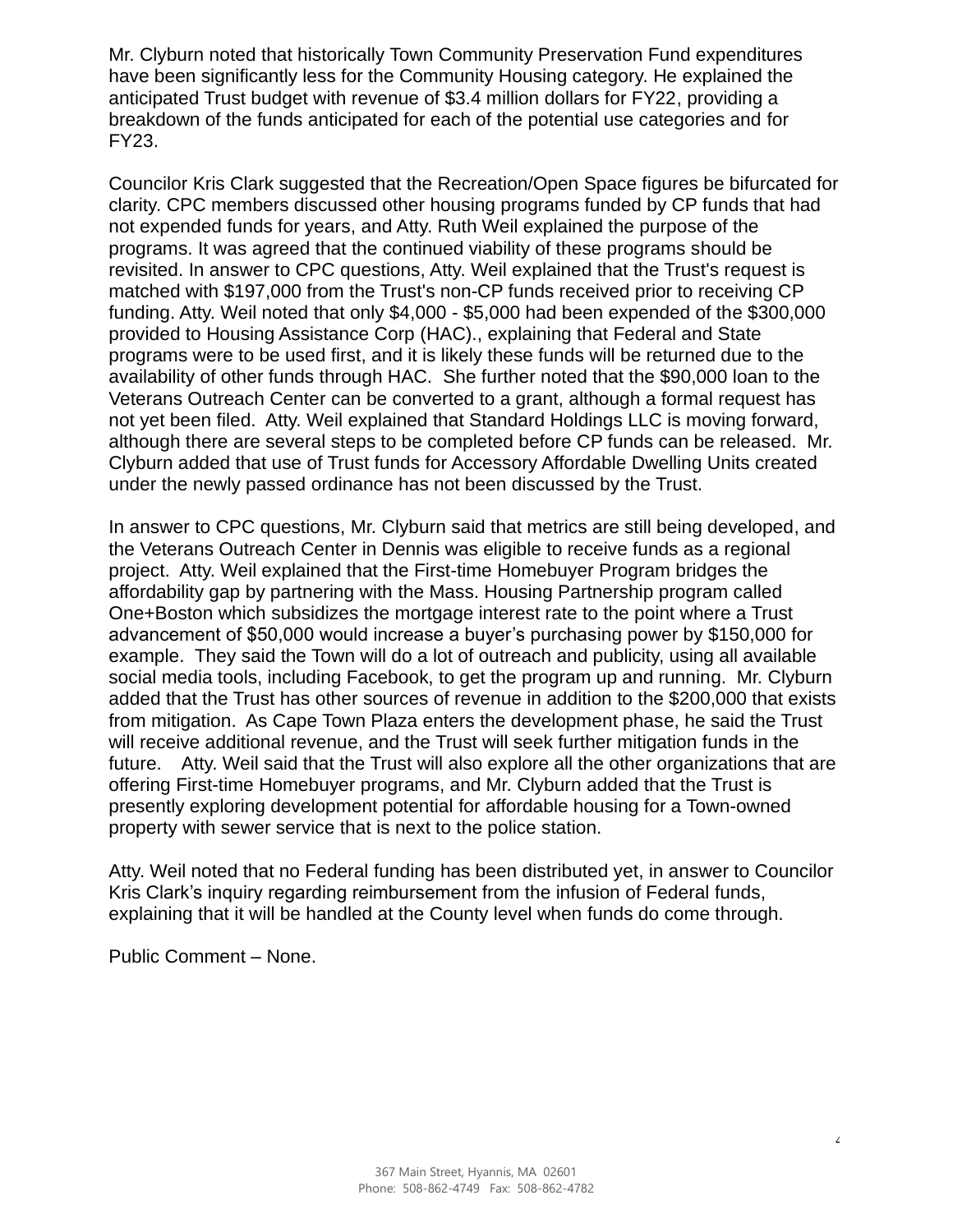Mr. Clyburn noted that historically Town Community Preservation Fund expenditures have been significantly less for the Community Housing category. He explained the anticipated Trust budget with revenue of $3.4 million dollars for FY22, providing a breakdown of the funds anticipated for each of the potential use categories and for FY23.

Councilor Kris Clark suggested that the Recreation/Open Space figures be bifurcated for clarity. CPC members discussed other housing programs funded by CP funds that had not expended funds for years, and Atty. Ruth Weil explained the purpose of the programs. It was agreed that the continued viability of these programs should be revisited. In answer to CPC questions, Atty. Weil explained that the Trust's request is matched with $197,000 from the Trust's non-CP funds received prior to receiving CP funding. Atty. Weil noted that only $4,000 - $5,000 had been expended of the $300,000 provided to Housing Assistance Corp (HAC)., explaining that Federal and State programs were to be used first, and it is likely these funds will be returned due to the availability of other funds through HAC. She further noted that the $90,000 loan to the Veterans Outreach Center can be converted to a grant, although a formal request has not yet been filed. Atty. Weil explained that Standard Holdings LLC is moving forward, although there are several steps to be completed before CP funds can be released. Mr. Clyburn added that use of Trust funds for Accessory Affordable Dwelling Units created under the newly passed ordinance has not been discussed by the Trust.

In answer to CPC questions, Mr. Clyburn said that metrics are still being developed, and the Veterans Outreach Center in Dennis was eligible to receive funds as a regional project. Atty. Weil explained that the First-time Homebuyer Program bridges the affordability gap by partnering with the Mass. Housing Partnership program called One+Boston which subsidizes the mortgage interest rate to the point where a Trust advancement of $50,000 would increase a buyer's purchasing power by $150,000 for example. They said the Town will do a lot of outreach and publicity, using all available social media tools, including Facebook, to get the program up and running. Mr. Clyburn added that the Trust has other sources of revenue in addition to the $200,000 that exists from mitigation. As Cape Town Plaza enters the development phase, he said the Trust will receive additional revenue, and the Trust will seek further mitigation funds in the future. Atty. Weil said that the Trust will also explore all the other organizations that are offering First-time Homebuyer programs, and Mr. Clyburn added that the Trust is presently exploring development potential for affordable housing for a Town-owned property with sewer service that is next to the police station.

Atty. Weil noted that no Federal funding has been distributed yet, in answer to Councilor Kris Clark's inquiry regarding reimbursement from the infusion of Federal funds, explaining that it will be handled at the County level when funds do come through.

Public Comment – None.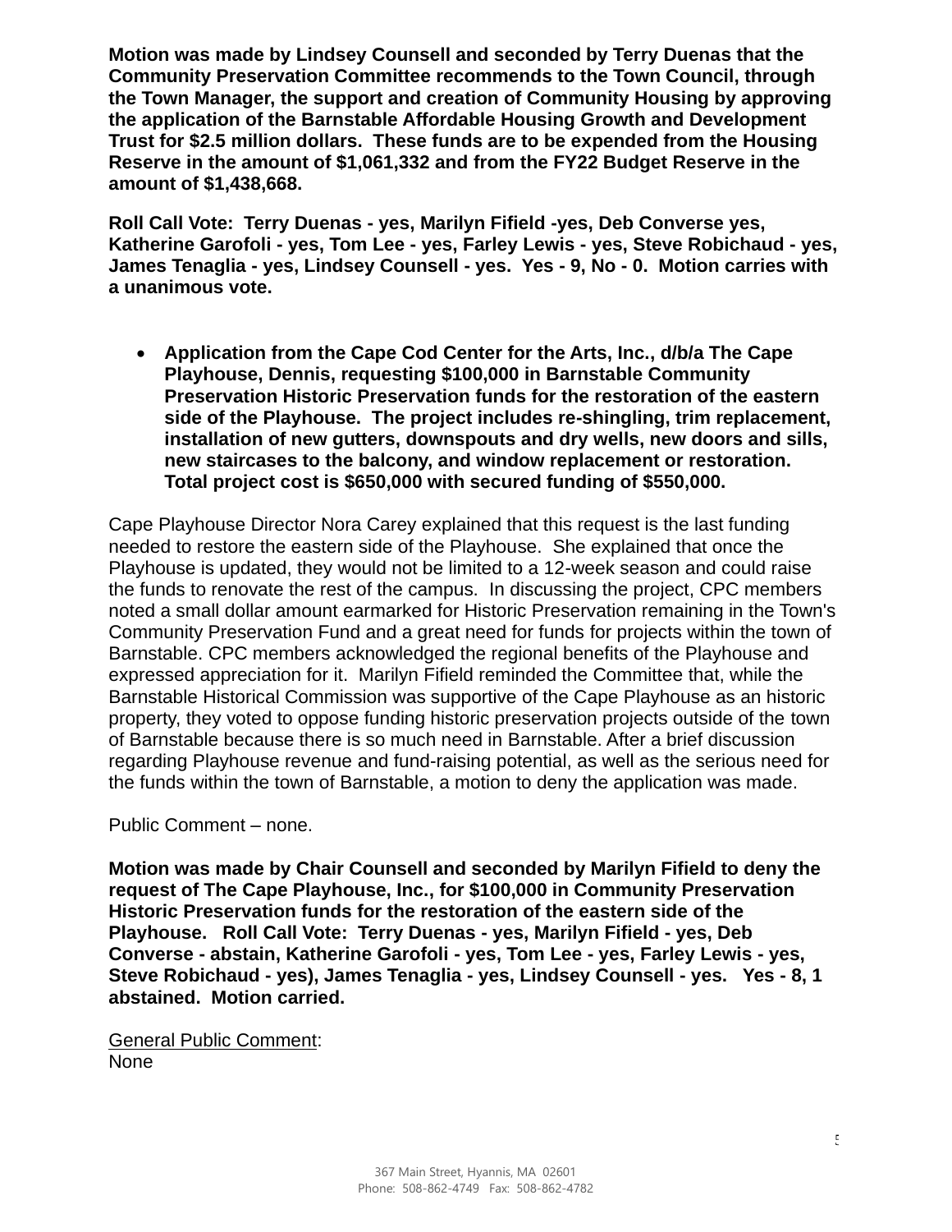**Motion was made by Lindsey Counsell and seconded by Terry Duenas that the Community Preservation Committee recommends to the Town Council, through the Town Manager, the support and creation of Community Housing by approving the application of the Barnstable Affordable Housing Growth and Development Trust for $2.5 million dollars. These funds are to be expended from the Housing Reserve in the amount of $1,061,332 and from the FY22 Budget Reserve in the amount of $1,438,668.**

**Roll Call Vote: Terry Duenas - yes, Marilyn Fifield -yes, Deb Converse yes, Katherine Garofoli - yes, Tom Lee - yes, Farley Lewis - yes, Steve Robichaud - yes, James Tenaglia - yes, Lindsey Counsell - yes. Yes - 9, No - 0. Motion carries with a unanimous vote.**

- **Application from the Cape Cod Center for the Arts, Inc., d/b/a The Cape Playhouse, Dennis, requesting $100,000 in Barnstable Community Preservation Historic Preservation funds for the restoration of the eastern side of the Playhouse. The project includes re-shingling, trim replacement, installation of new gutters, downspouts and dry wells, new doors and sills, new staircases to the balcony, and window replacement or restoration. Total project cost is $650,000 with secured funding of $550,000.**

Cape Playhouse Director Nora Carey explained that this request is the last funding needed to restore the eastern side of the Playhouse. She explained that once the Playhouse is updated, they would not be limited to a 12-week season and could raise the funds to renovate the rest of the campus. In discussing the project, CPC members noted a small dollar amount earmarked for Historic Preservation remaining in the Town's Community Preservation Fund and a great need for funds for projects within the town of Barnstable. CPC members acknowledged the regional benefits of the Playhouse and expressed appreciation for it. Marilyn Fifield reminded the Committee that, while the Barnstable Historical Commission was supportive of the Cape Playhouse as an historic property, they voted to oppose funding historic preservation projects outside of the town of Barnstable because there is so much need in Barnstable. After a brief discussion regarding Playhouse revenue and fund-raising potential, as well as the serious need for the funds within the town of Barnstable, a motion to deny the application was made.

Public Comment – none.

**Motion was made by Chair Counsell and seconded by Marilyn Fifield to deny the request of The Cape Playhouse, Inc., for $100,000 in Community Preservation Historic Preservation funds for the restoration of the eastern side of the Playhouse. Roll Call Vote: Terry Duenas - yes, Marilyn Fifield - yes, Deb Converse - abstain, Katherine Garofoli - yes, Tom Lee - yes, Farley Lewis - yes, Steve Robichaud - yes), James Tenaglia - yes, Lindsey Counsell - yes. Yes - 8, 1 abstained. Motion carried.**

<u>General Public Comment</u>:
None

367 Main Street, Hyannis, MA 02601
Phone: 508-862-4749 Fax: 508-862-4782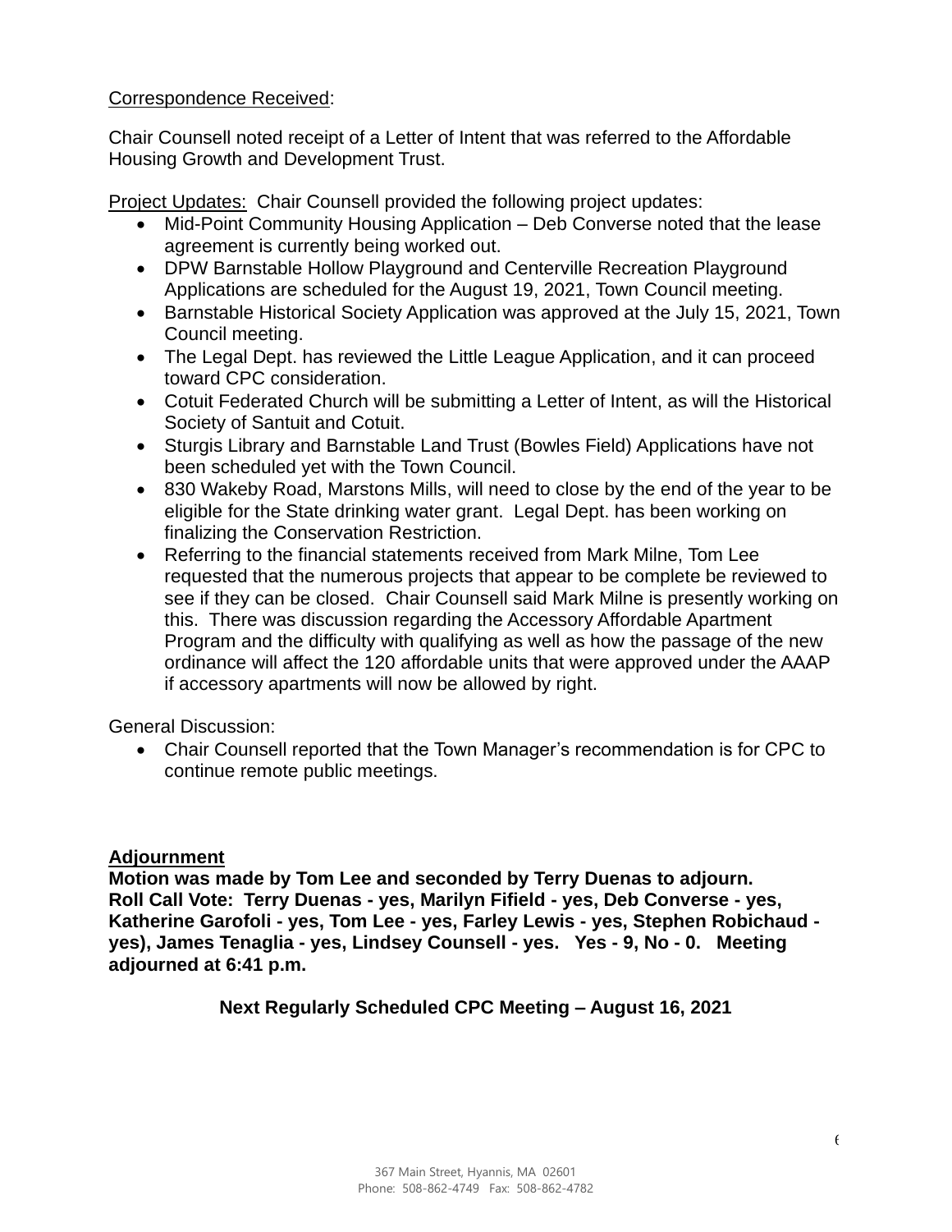Correspondence Received:

Chair Counsell noted receipt of a Letter of Intent that was referred to the Affordable Housing Growth and Development Trust.

Project Updates: Chair Counsell provided the following project updates:

- Mid-Point Community Housing Application – Deb Converse noted that the lease agreement is currently being worked out.
- DPW Barnstable Hollow Playground and Centerville Recreation Playground Applications are scheduled for the August 19, 2021, Town Council meeting.
- Barnstable Historical Society Application was approved at the July 15, 2021, Town Council meeting.
- The Legal Dept. has reviewed the Little League Application, and it can proceed toward CPC consideration.
- Cotuit Federated Church will be submitting a Letter of Intent, as will the Historical Society of Santuit and Cotuit.
- Sturgis Library and Barnstable Land Trust (Bowles Field) Applications have not been scheduled yet with the Town Council.
- 830 Wakeby Road, Marstons Mills, will need to close by the end of the year to be eligible for the State drinking water grant. Legal Dept. has been working on finalizing the Conservation Restriction.
- Referring to the financial statements received from Mark Milne, Tom Lee requested that the numerous projects that appear to be complete be reviewed to see if they can be closed. Chair Counsell said Mark Milne is presently working on this. There was discussion regarding the Accessory Affordable Apartment Program and the difficulty with qualifying as well as how the passage of the new ordinance will affect the 120 affordable units that were approved under the AAAP if accessory apartments will now be allowed by right.

General Discussion:

- Chair Counsell reported that the Town Manager's recommendation is for CPC to continue remote public meetings.

**Adjournment**

**Motion was made by Tom Lee and seconded by Terry Duenas to adjourn. Roll Call Vote: Terry Duenas - yes, Marilyn Fifield - yes, Deb Converse - yes, Katherine Garofoli - yes, Tom Lee - yes, Farley Lewis - yes, Stephen Robichaud - yes), James Tenaglia - yes, Lindsey Counsell - yes. Yes - 9, No - 0. Meeting adjourned at 6:41 p.m.**

**Next Regularly Scheduled CPC Meeting – August 16, 2021**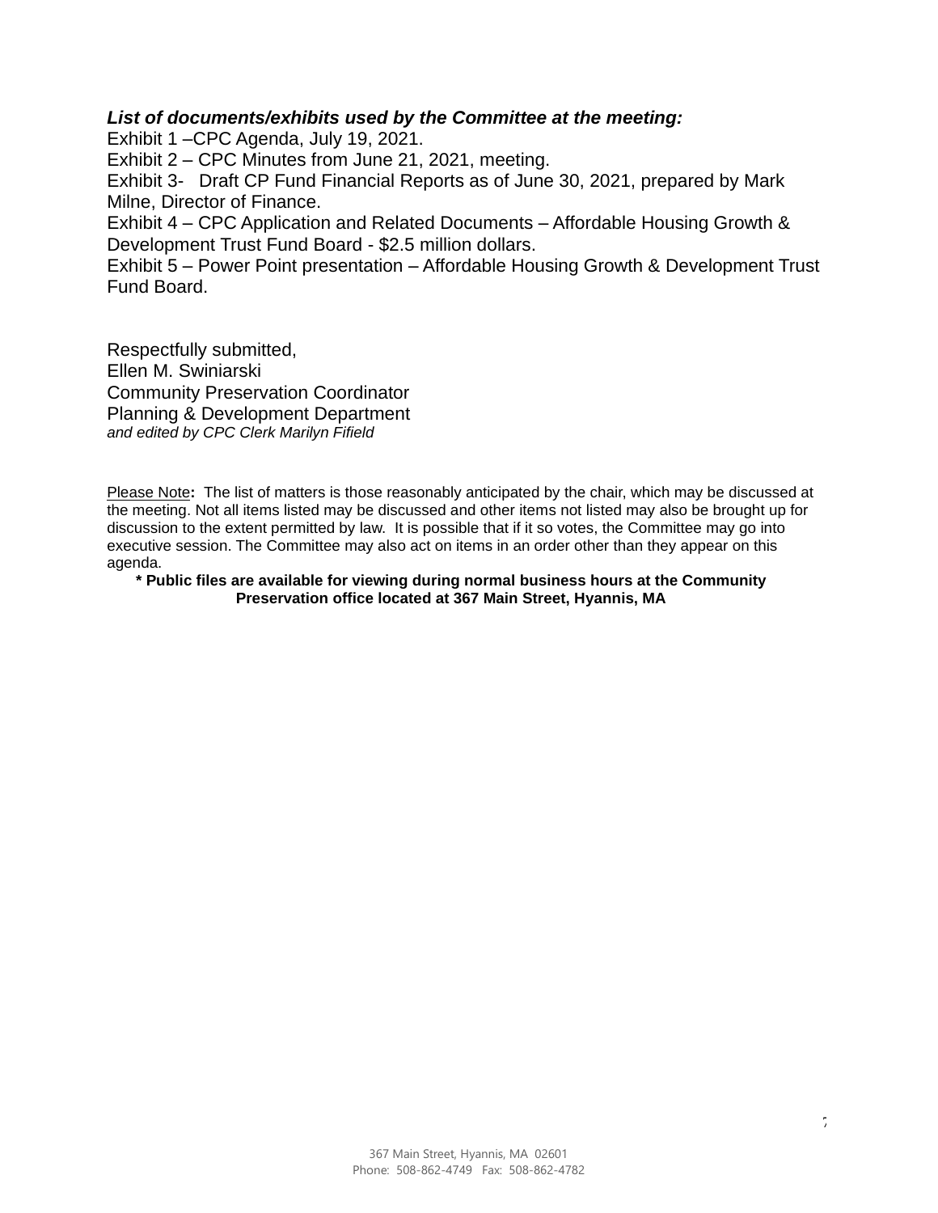***List of documents/exhibits used by the Committee at the meeting:***
Exhibit 1 –CPC Agenda, July 19, 2021.
Exhibit 2 – CPC Minutes from June 21, 2021, meeting.
Exhibit 3- Draft CP Fund Financial Reports as of June 30, 2021, prepared by Mark Milne, Director of Finance.
Exhibit 4 – CPC Application and Related Documents – Affordable Housing Growth & Development Trust Fund Board - $2.5 million dollars.
Exhibit 5 – Power Point presentation – Affordable Housing Growth & Development Trust Fund Board.

Respectfully submitted,
Ellen M. Swiniarski
Community Preservation Coordinator
Planning & Development Department
*and edited by CPC Clerk Marilyn Fifield*

Please Note**:** The list of matters is those reasonably anticipated by the chair, which may be discussed at the meeting. Not all items listed may be discussed and other items not listed may also be brought up for discussion to the extent permitted by law. It is possible that if it so votes, the Committee may go into executive session. The Committee may also act on items in an order other than they appear on this agenda.

**\* Public files are available for viewing during normal business hours at the Community Preservation office located at 367 Main Street, Hyannis, MA**

367 Main Street, Hyannis, MA 02601
Phone: 508-862-4749 Fax: 508-862-4782